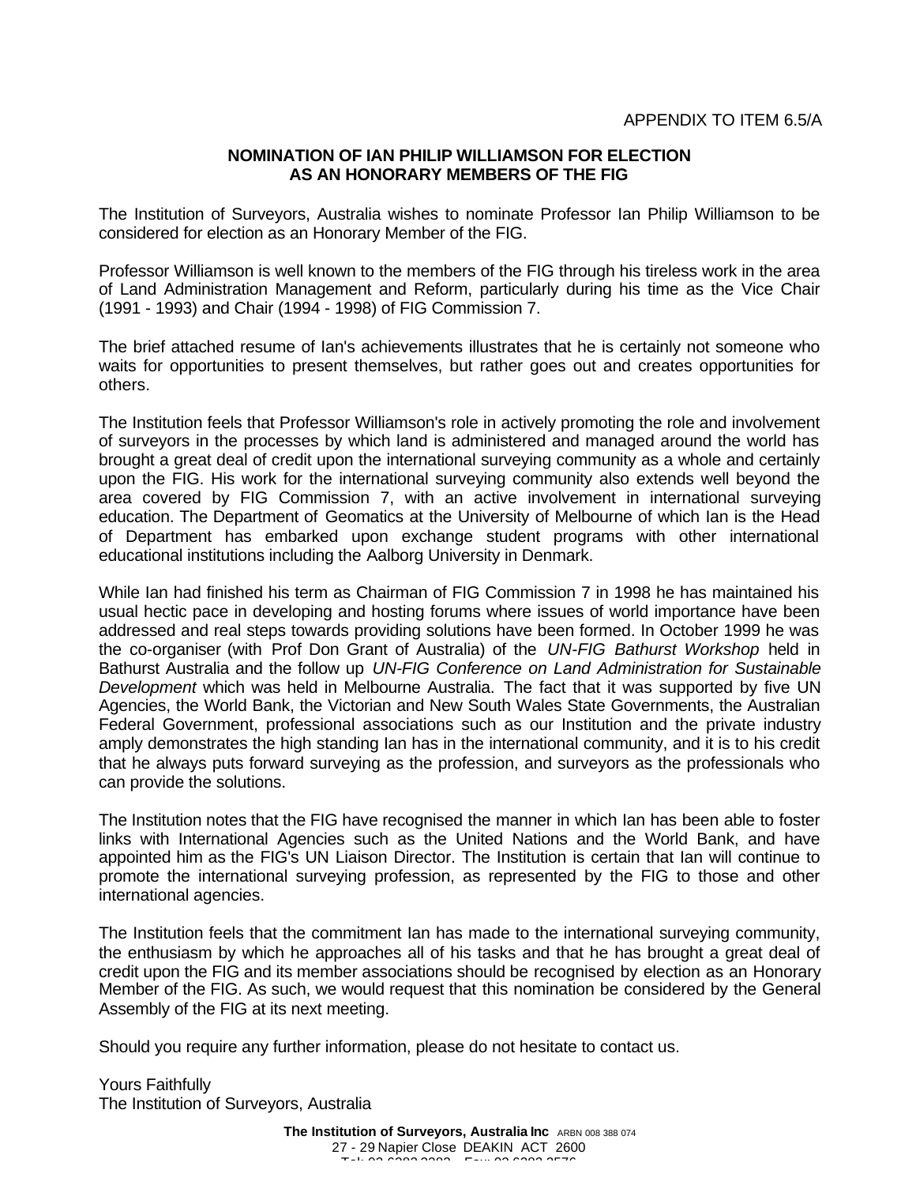APPENDIX TO ITEM 6.5/A

**NOMINATION OF IAN PHILIP WILLIAMSON FOR ELECTION AS AN HONORARY MEMBERS OF THE FIG**

The Institution of Surveyors, Australia wishes to nominate Professor Ian Philip Williamson to be considered for election as an Honorary Member of the FIG.

Professor Williamson is well known to the members of the FIG through his tireless work in the area of Land Administration Management and Reform, particularly during his time as the Vice Chair (1991 - 1993) and Chair (1994 - 1998) of FIG Commission 7.

The brief attached resume of Ian's achievements illustrates that he is certainly not someone who waits for opportunities to present themselves, but rather goes out and creates opportunities for others.

The Institution feels that Professor Williamson's role in actively promoting the role and involvement of surveyors in the processes by which land is administered and managed around the world has brought a great deal of credit upon the international surveying community as a whole and certainly upon the FIG. His work for the international surveying community also extends well beyond the area covered by FIG Commission 7, with an active involvement in international surveying education. The Department of Geomatics at the University of Melbourne of which Ian is the Head of Department has embarked upon exchange student programs with other international educational institutions including the Aalborg University in Denmark.

While Ian had finished his term as Chairman of FIG Commission 7 in 1998 he has maintained his usual hectic pace in developing and hosting forums where issues of world importance have been addressed and real steps towards providing solutions have been formed. In October 1999 he was the co-organiser (with Prof Don Grant of Australia) of the *UN-FIG Bathurst Workshop* held in Bathurst Australia and the follow up *UN-FIG Conference on Land Administration for Sustainable Development* which was held in Melbourne Australia. The fact that it was supported by five UN Agencies, the World Bank, the Victorian and New South Wales State Governments, the Australian Federal Government, professional associations such as our Institution and the private industry amply demonstrates the high standing Ian has in the international community, and it is to his credit that he always puts forward surveying as the profession, and surveyors as the professionals who can provide the solutions.

The Institution notes that the FIG have recognised the manner in which Ian has been able to foster links with International Agencies such as the United Nations and the World Bank, and have appointed him as the FIG's UN Liaison Director. The Institution is certain that Ian will continue to promote the international surveying profession, as represented by the FIG to those and other international agencies.

The Institution feels that the commitment Ian has made to the international surveying community, the enthusiasm by which he approaches all of his tasks and that he has brought a great deal of credit upon the FIG and its member associations should be recognised by election as an Honorary Member of the FIG. As such, we would request that this nomination be considered by the General Assembly of the FIG at its next meeting.

Should you require any further information, please do not hesitate to contact us.

Yours Faithfully
The Institution of Surveyors, Australia

**The Institution of Surveyors, Australia Inc** ARBN 008 388 074
27 - 29 Napier Close DEAKIN ACT 2600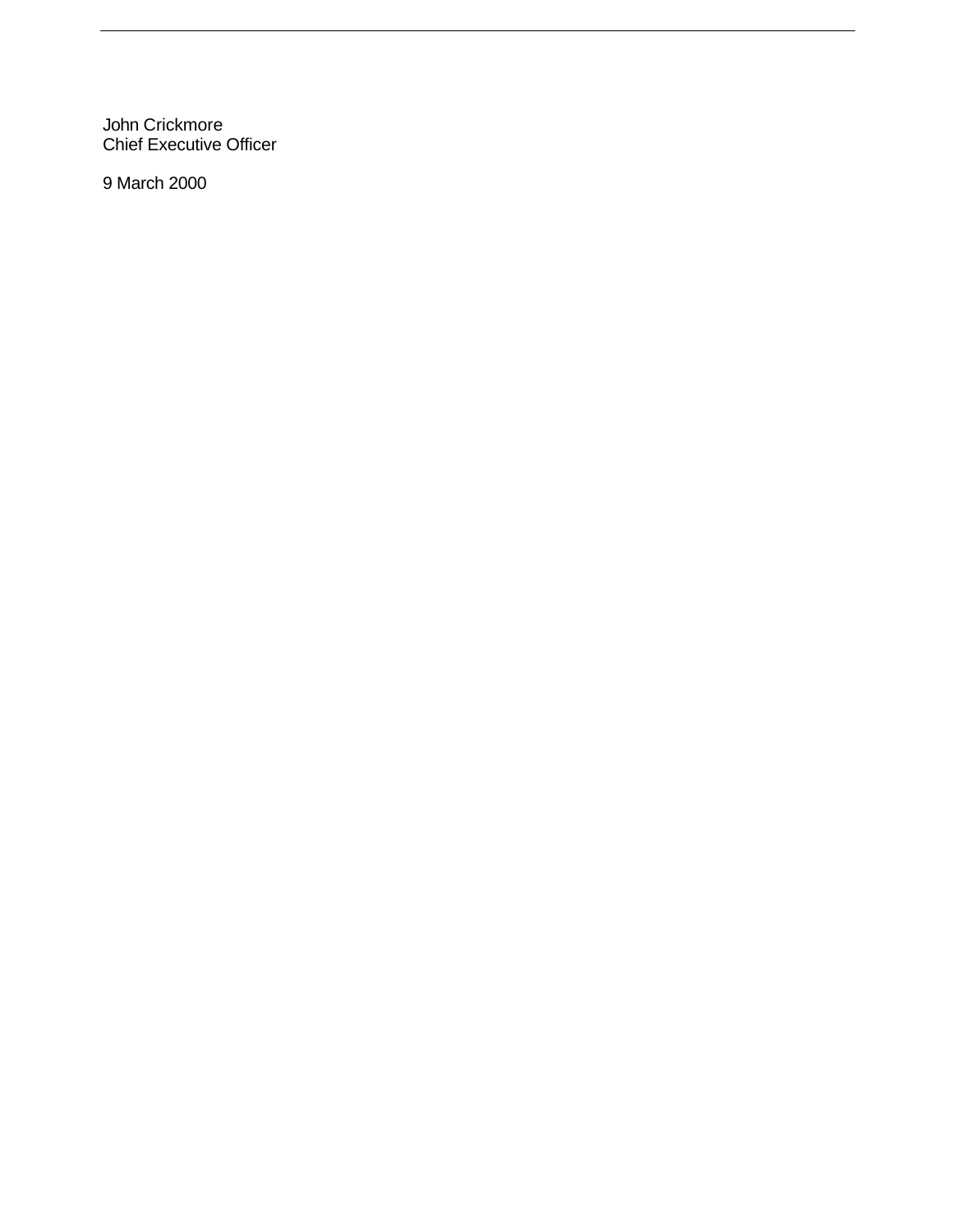John Crickmore
Chief Executive Officer

9 March 2000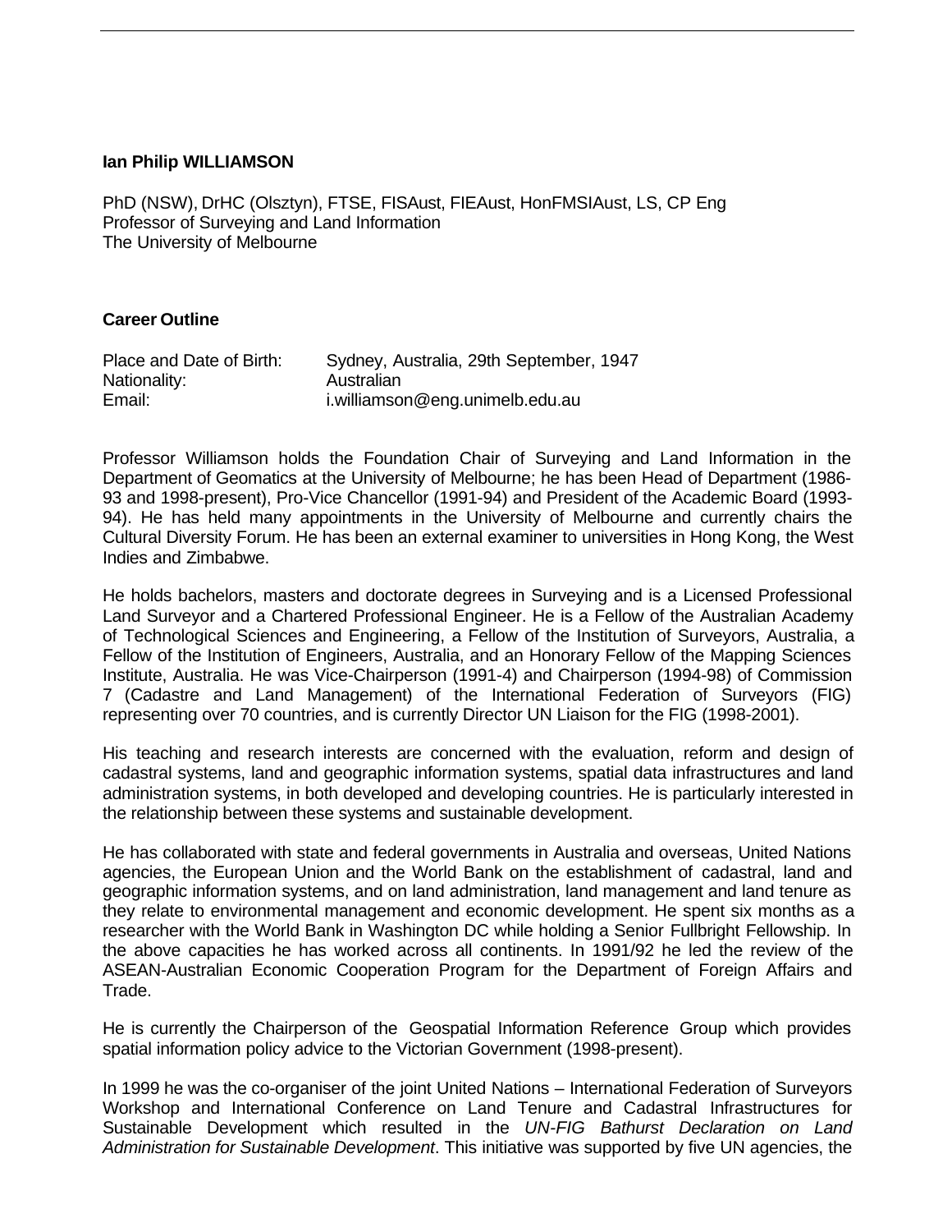**Ian Philip WILLIAMSON**

PhD (NSW), DrHC (Olsztyn), FTSE, FISAust, FIEAust, HonFMSIAust, LS, CP Eng
Professor of Surveying and Land Information
The University of Melbourne

**Career Outline**

| | |
|---|---|
| Place and Date of Birth: | Sydney, Australia, 29th September, 1947 |
| Nationality: | Australian |
| Email: | i.williamson@eng.unimelb.edu.au |

Professor Williamson holds the Foundation Chair of Surveying and Land Information in the Department of Geomatics at the University of Melbourne; he has been Head of Department (1986-93 and 1998-present), Pro-Vice Chancellor (1991-94) and President of the Academic Board (1993-94). He has held many appointments in the University of Melbourne and currently chairs the Cultural Diversity Forum. He has been an external examiner to universities in Hong Kong, the West Indies and Zimbabwe.

He holds bachelors, masters and doctorate degrees in Surveying and is a Licensed Professional Land Surveyor and a Chartered Professional Engineer. He is a Fellow of the Australian Academy of Technological Sciences and Engineering, a Fellow of the Institution of Surveyors, Australia, a Fellow of the Institution of Engineers, Australia, and an Honorary Fellow of the Mapping Sciences Institute, Australia. He was Vice-Chairperson (1991-4) and Chairperson (1994-98) of Commission 7 (Cadastre and Land Management) of the International Federation of Surveyors (FIG) representing over 70 countries, and is currently Director UN Liaison for the FIG (1998-2001).

His teaching and research interests are concerned with the evaluation, reform and design of cadastral systems, land and geographic information systems, spatial data infrastructures and land administration systems, in both developed and developing countries. He is particularly interested in the relationship between these systems and sustainable development.

He has collaborated with state and federal governments in Australia and overseas, United Nations agencies, the European Union and the World Bank on the establishment of cadastral, land and geographic information systems, and on land administration, land management and land tenure as they relate to environmental management and economic development. He spent six months as a researcher with the World Bank in Washington DC while holding a Senior Fullbright Fellowship. In the above capacities he has worked across all continents. In 1991/92 he led the review of the ASEAN-Australian Economic Cooperation Program for the Department of Foreign Affairs and Trade.

He is currently the Chairperson of the Geospatial Information Reference Group which provides spatial information policy advice to the Victorian Government (1998-present).

In 1999 he was the co-organiser of the joint United Nations – International Federation of Surveyors Workshop and International Conference on Land Tenure and Cadastral Infrastructures for Sustainable Development which resulted in the *UN-FIG Bathurst Declaration on Land Administration for Sustainable Development*. This initiative was supported by five UN agencies, the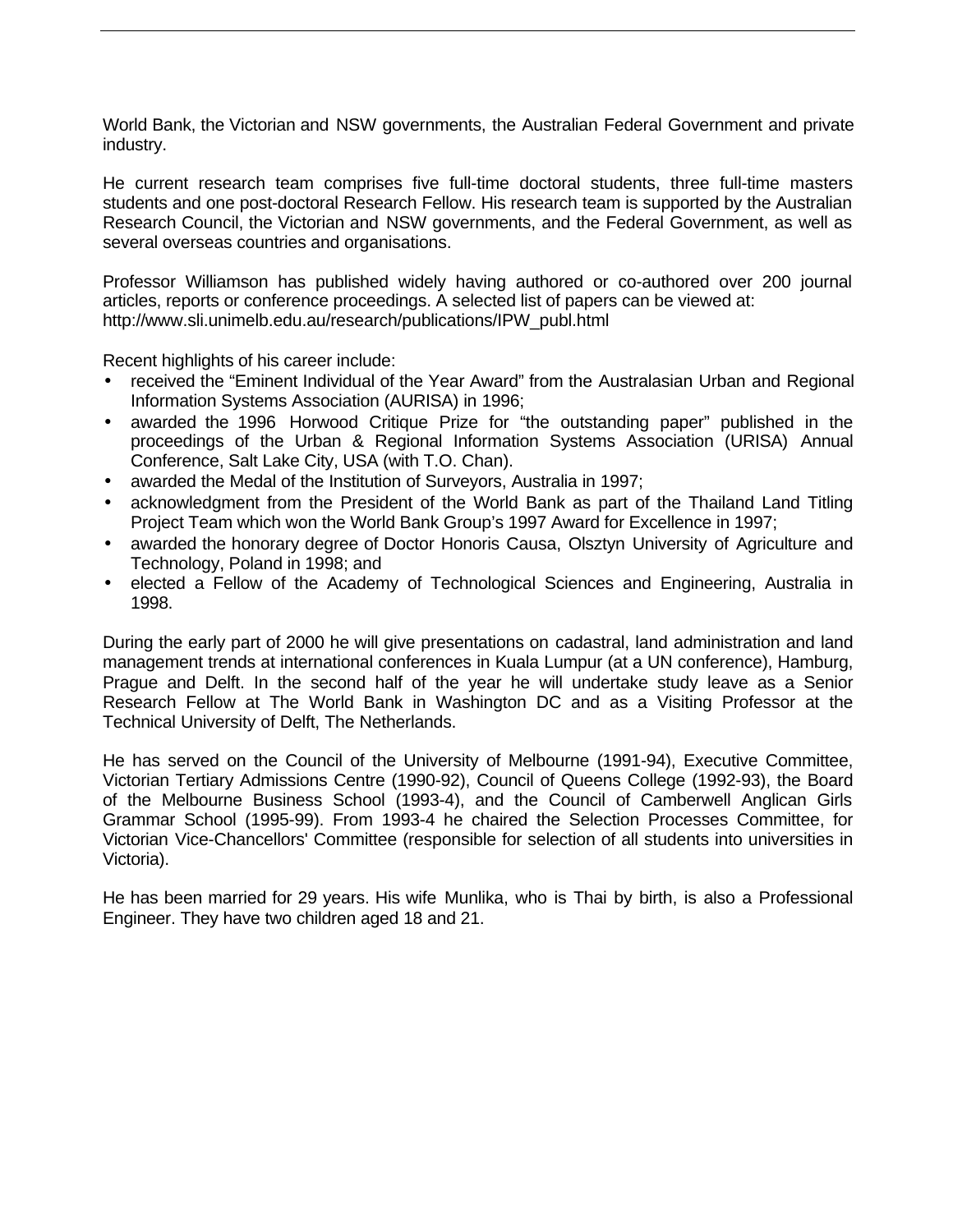World Bank, the Victorian and NSW governments, the Australian Federal Government and private industry.

He current research team comprises five full-time doctoral students, three full-time masters students and one post-doctoral Research Fellow. His research team is supported by the Australian Research Council, the Victorian and NSW governments, and the Federal Government, as well as several overseas countries and organisations.

Professor Williamson has published widely having authored or co-authored over 200 journal articles, reports or conference proceedings. A selected list of papers can be viewed at:
http://www.sli.unimelb.edu.au/research/publications/IPW_publ.html

Recent highlights of his career include:

- received the "Eminent Individual of the Year Award" from the Australasian Urban and Regional Information Systems Association (AURISA) in 1996;
- awarded the 1996 Horwood Critique Prize for "the outstanding paper" published in the proceedings of the Urban & Regional Information Systems Association (URISA) Annual Conference, Salt Lake City, USA (with T.O. Chan).
- awarded the Medal of the Institution of Surveyors, Australia in 1997;
- acknowledgment from the President of the World Bank as part of the Thailand Land Titling Project Team which won the World Bank Group's 1997 Award for Excellence in 1997;
- awarded the honorary degree of Doctor Honoris Causa, Olsztyn University of Agriculture and Technology, Poland in 1998; and
- elected a Fellow of the Academy of Technological Sciences and Engineering, Australia in 1998.

During the early part of 2000 he will give presentations on cadastral, land administration and land management trends at international conferences in Kuala Lumpur (at a UN conference), Hamburg, Prague and Delft. In the second half of the year he will undertake study leave as a Senior Research Fellow at The World Bank in Washington DC and as a Visiting Professor at the Technical University of Delft, The Netherlands.

He has served on the Council of the University of Melbourne (1991-94), Executive Committee, Victorian Tertiary Admissions Centre (1990-92), Council of Queens College (1992-93), the Board of the Melbourne Business School (1993-4), and the Council of Camberwell Anglican Girls Grammar School (1995-99). From 1993-4 he chaired the Selection Processes Committee, for Victorian Vice-Chancellors' Committee (responsible for selection of all students into universities in Victoria).

He has been married for 29 years. His wife Munlika, who is Thai by birth, is also a Professional Engineer. They have two children aged 18 and 21.